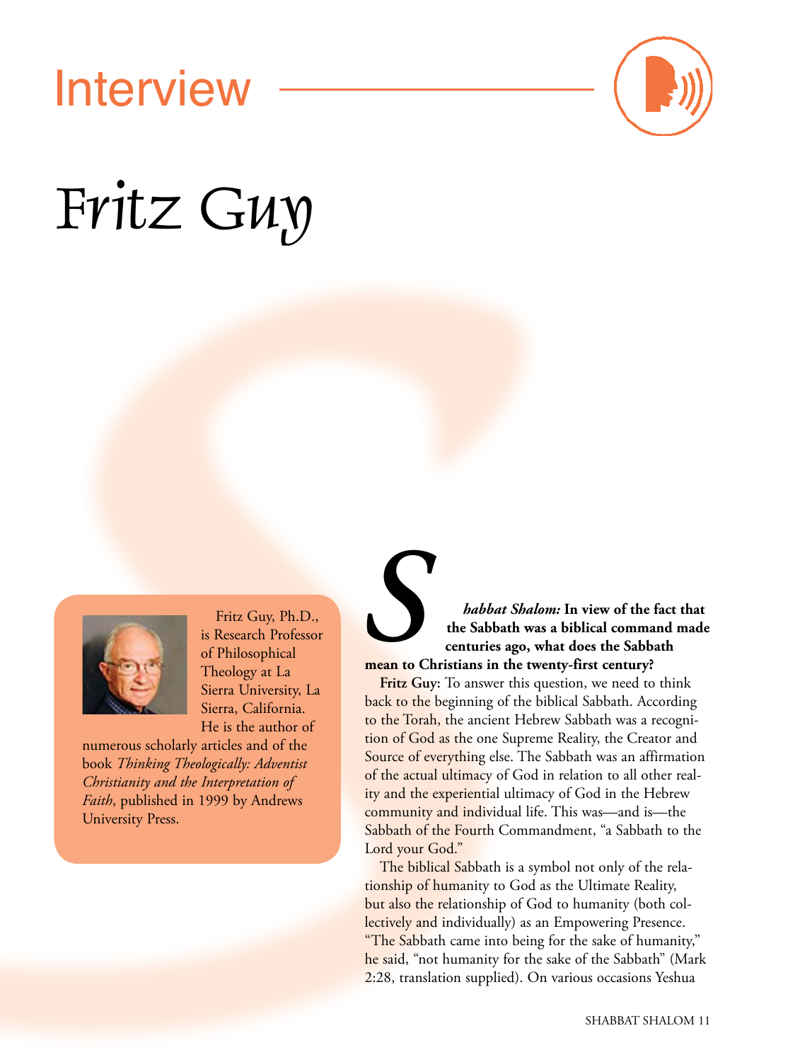# Interview

# Fritz Guy

Fritz Guy, Ph.D., is Research Professor of Philosophical Theology at La Sierra University, La Sierra, California. He is the author of numerous scholarly articles and of the book *Thinking Theologically: Adventist Christianity and the Interpretation of Faith*, published in 1999 by Andrews University Press.

***Shabbat Shalom:*** **In view of the fact that the Sabbath was a biblical command made centuries ago, what does the Sabbath mean to Christians in the twenty-first century?**

**Fritz Guy:** To answer this question, we need to think back to the beginning of the biblical Sabbath. According to the Torah, the ancient Hebrew Sabbath was a recognition of God as the one Supreme Reality, the Creator and Source of everything else. The Sabbath was an affirmation of the actual ultimacy of God in relation to all other reality and the experiential ultimacy of God in the Hebrew community and individual life. This was—and is—the Sabbath of the Fourth Commandment, "a Sabbath to the Lord your God."

The biblical Sabbath is a symbol not only of the relationship of humanity to God as the Ultimate Reality, but also the relationship of God to humanity (both collectively and individually) as an Empowering Presence. "The Sabbath came into being for the sake of humanity," he said, "not humanity for the sake of the Sabbath" (Mark 2:28, translation supplied). On various occasions Yeshua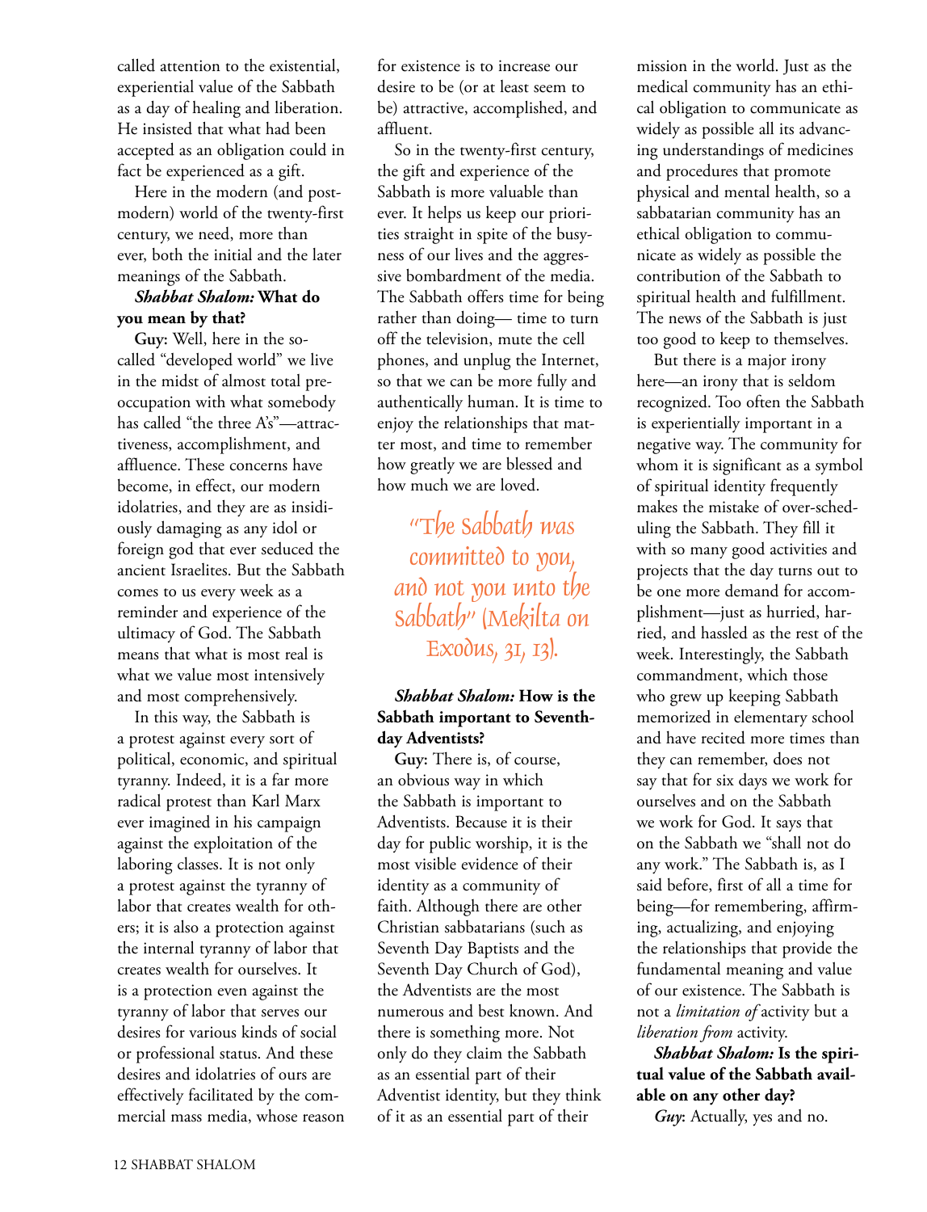called attention to the existential, experiential value of the Sabbath as a day of healing and liberation. He insisted that what had been accepted as an obligation could in fact be experienced as a gift.

Here in the modern (and postmodern) world of the twenty-first century, we need, more than ever, both the initial and the later meanings of the Sabbath.

***Shabbat Shalom:* What do you mean by that?**

**Guy:** Well, here in the so-called "developed world" we live in the midst of almost total preoccupation with what somebody has called "the three A's"—attractiveness, accomplishment, and affluence. These concerns have become, in effect, our modern idolatries, and they are as insidiously damaging as any idol or foreign god that ever seduced the ancient Israelites. But the Sabbath comes to us every week as a reminder and experience of the ultimacy of God. The Sabbath means that what is most real is what we value most intensively and most comprehensively.

In this way, the Sabbath is a protest against every sort of political, economic, and spiritual tyranny. Indeed, it is a far more radical protest than Karl Marx ever imagined in his campaign against the exploitation of the laboring classes. It is not only a protest against the tyranny of labor that creates wealth for others; it is also a protection against the internal tyranny of labor that creates wealth for ourselves. It is a protection even against the tyranny of labor that serves our desires for various kinds of social or professional status. And these desires and idolatries of ours are effectively facilitated by the commercial mass media, whose reason for existence is to increase our desire to be (or at least seem to be) attractive, accomplished, and affluent.

So in the twenty-first century, the gift and experience of the Sabbath is more valuable than ever. It helps us keep our priorities straight in spite of the busyness of our lives and the aggressive bombardment of the media. The Sabbath offers time for being rather than doing— time to turn off the television, mute the cell phones, and unplug the Internet, so that we can be more fully and authentically human. It is time to enjoy the relationships that matter most, and time to remember how greatly we are blessed and how much we are loved.

> "The Sabbath was committed to you, and not you unto the Sabbath" (Mekilta on Exodus, 31, 13).

***Shabbat Shalom:* How is the Sabbath important to Seventh-day Adventists?**

**Guy:** There is, of course, an obvious way in which the Sabbath is important to Adventists. Because it is their day for public worship, it is the most visible evidence of their identity as a community of faith. Although there are other Christian sabbatarians (such as Seventh Day Baptists and the Seventh Day Church of God), the Adventists are the most numerous and best known. And there is something more. Not only do they claim the Sabbath as an essential part of their Adventist identity, but they think of it as an essential part of their mission in the world. Just as the medical community has an ethical obligation to communicate as widely as possible all its advancing understandings of medicines and procedures that promote physical and mental health, so a sabbatarian community has an ethical obligation to communicate as widely as possible the contribution of the Sabbath to spiritual health and fulfillment. The news of the Sabbath is just too good to keep to themselves.

But there is a major irony here—an irony that is seldom recognized. Too often the Sabbath is experientially important in a negative way. The community for whom it is significant as a symbol of spiritual identity frequently makes the mistake of over-scheduling the Sabbath. They fill it with so many good activities and projects that the day turns out to be one more demand for accomplishment—just as hurried, harried, and hassled as the rest of the week. Interestingly, the Sabbath commandment, which those who grew up keeping Sabbath memorized in elementary school and have recited more times than they can remember, does not say that for six days we work for ourselves and on the Sabbath we work for God. It says that on the Sabbath we "shall not do any work." The Sabbath is, as I said before, first of all a time for being—for remembering, affirming, actualizing, and enjoying the relationships that provide the fundamental meaning and value of our existence. The Sabbath is not a *limitation of* activity but a *liberation from* activity.

***Shabbat Shalom:* Is the spiritual value of the Sabbath available on any other day?**

***Guy*:** Actually, yes and no.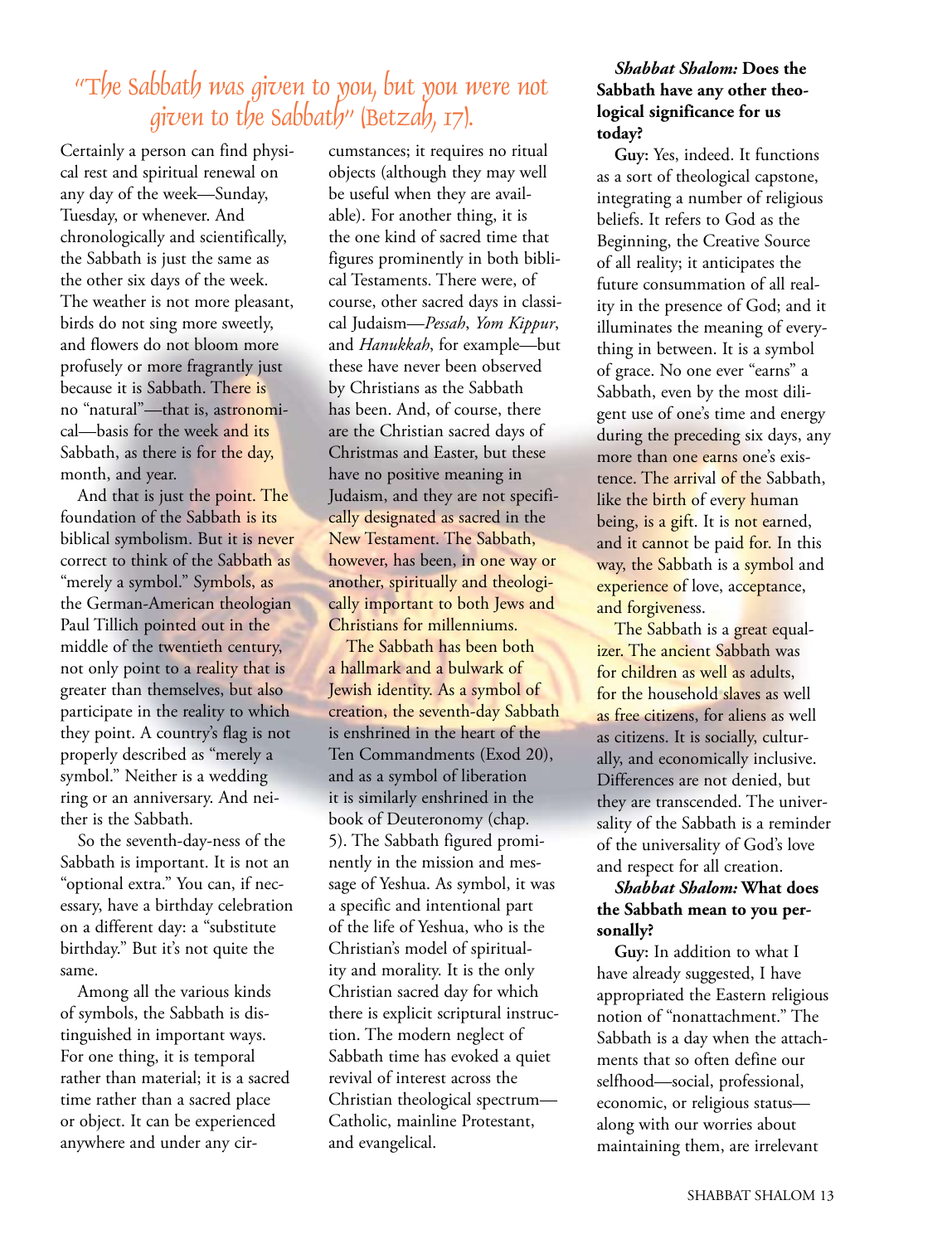## "The Sabbath was given to you, but you were not given to the Sabbath" (Betzah, 17).

Certainly a person can find physical rest and spiritual renewal on any day of the week—Sunday, Tuesday, or whenever. And chronologically and scientifically, the Sabbath is just the same as the other six days of the week. The weather is not more pleasant, birds do not sing more sweetly, and flowers do not bloom more profusely or more fragrantly just because it is Sabbath. There is no "natural"—that is, astronomical—basis for the week and its Sabbath, as there is for the day, month, and year.

And that is just the point. The foundation of the Sabbath is its biblical symbolism. But it is never correct to think of the Sabbath as "merely a symbol." Symbols, as the German-American theologian Paul Tillich pointed out in the middle of the twentieth century, not only point to a reality that is greater than themselves, but also participate in the reality to which they point. A country's flag is not properly described as "merely a symbol." Neither is a wedding ring or an anniversary. And neither is the Sabbath.

So the seventh-day-ness of the Sabbath is important. It is not an "optional extra." You can, if necessary, have a birthday celebration on a different day: a "substitute birthday." But it's not quite the same.

Among all the various kinds of symbols, the Sabbath is distinguished in important ways. For one thing, it is temporal rather than material; it is a sacred time rather than a sacred place or object. It can be experienced anywhere and under any circumstances; it requires no ritual objects (although they may well be useful when they are available). For another thing, it is the one kind of sacred time that figures prominently in both biblical Testaments. There were, of course, other sacred days in classical Judaism—*Pessah*, *Yom Kippur*, and *Hanukkah*, for example—but these have never been observed by Christians as the Sabbath has been. And, of course, there are the Christian sacred days of Christmas and Easter, but these have no positive meaning in Judaism, and they are not specifically designated as sacred in the New Testament. The Sabbath, however, has been, in one way or another, spiritually and theologically important to both Jews and Christians for millenniums.

The Sabbath has been both a hallmark and a bulwark of Jewish identity. As a symbol of creation, the seventh-day Sabbath is enshrined in the heart of the Ten Commandments (Exod 20), and as a symbol of liberation it is similarly enshrined in the book of Deuteronomy (chap. 5). The Sabbath figured prominently in the mission and message of Yeshua. As symbol, it was a specific and intentional part of the life of Yeshua, who is the Christian's model of spirituality and morality. It is the only Christian sacred day for which there is explicit scriptural instruction. The modern neglect of Sabbath time has evoked a quiet revival of interest across the Christian theological spectrum—Catholic, mainline Protestant, and evangelical.

***Shabbat Shalom:* Does the Sabbath have any other theological significance for us today?**

**Guy:** Yes, indeed. It functions as a sort of theological capstone, integrating a number of religious beliefs. It refers to God as the Beginning, the Creative Source of all reality; it anticipates the future consummation of all reality in the presence of God; and it illuminates the meaning of everything in between. It is a symbol of grace. No one ever "earns" a Sabbath, even by the most diligent use of one's time and energy during the preceding six days, any more than one earns one's existence. The arrival of the Sabbath, like the birth of every human being, is a gift. It is not earned, and it cannot be paid for. In this way, the Sabbath is a symbol and experience of love, acceptance, and forgiveness.

The Sabbath is a great equalizer. The ancient Sabbath was for children as well as adults, for the household slaves as well as free citizens, for aliens as well as citizens. It is socially, culturally, and economically inclusive. Differences are not denied, but they are transcended. The universality of the Sabbath is a reminder of the universality of God's love and respect for all creation.

***Shabbat Shalom:* What does the Sabbath mean to you personally?**

**Guy:** In addition to what I have already suggested, I have appropriated the Eastern religious notion of "nonattachment." The Sabbath is a day when the attachments that so often define our selfhood—social, professional, economic, or religious status—along with our worries about maintaining them, are irrelevant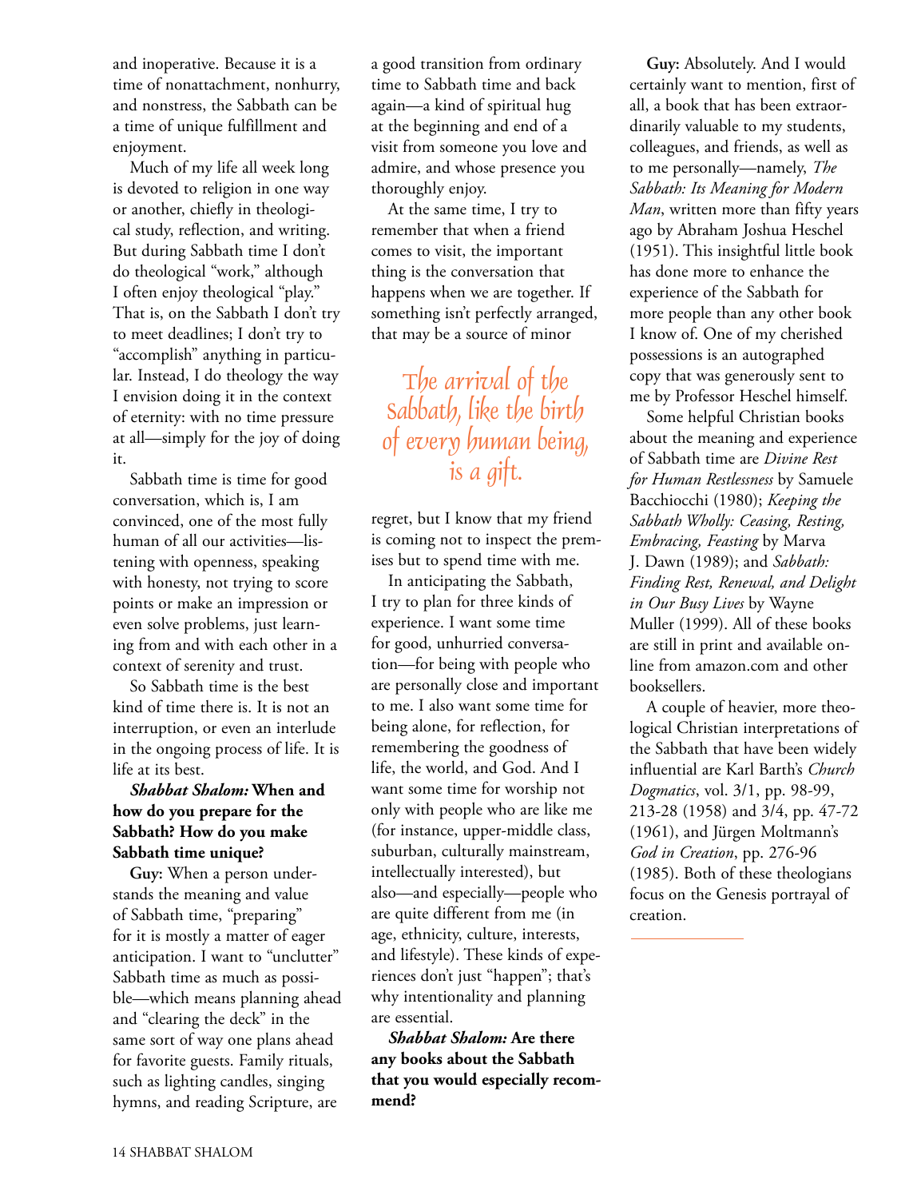and inoperative. Because it is a time of nonattachment, nonhurry, and nonstress, the Sabbath can be a time of unique fulfillment and enjoyment.

Much of my life all week long is devoted to religion in one way or another, chiefly in theological study, reflection, and writing. But during Sabbath time I don't do theological "work," although I often enjoy theological "play." That is, on the Sabbath I don't try to meet deadlines; I don't try to "accomplish" anything in particular. Instead, I do theology the way I envision doing it in the context of eternity: with no time pressure at all—simply for the joy of doing it.

Sabbath time is time for good conversation, which is, I am convinced, one of the most fully human of all our activities—listening with openness, speaking with honesty, not trying to score points or make an impression or even solve problems, just learning from and with each other in a context of serenity and trust.

So Sabbath time is the best kind of time there is. It is not an interruption, or even an interlude in the ongoing process of life. It is life at its best.

***Shabbat Shalom:* When and how do you prepare for the Sabbath? How do you make Sabbath time unique?**

**Guy:** When a person understands the meaning and value of Sabbath time, "preparing" for it is mostly a matter of eager anticipation. I want to "unclutter" Sabbath time as much as possible—which means planning ahead and "clearing the deck" in the same sort of way one plans ahead for favorite guests. Family rituals, such as lighting candles, singing hymns, and reading Scripture, are a good transition from ordinary time to Sabbath time and back again—a kind of spiritual hug at the beginning and end of a visit from someone you love and admire, and whose presence you thoroughly enjoy.

At the same time, I try to remember that when a friend comes to visit, the important thing is the conversation that happens when we are together. If something isn't perfectly arranged, that may be a source of minor regret, but I know that my friend is coming not to inspect the premises but to spend time with me.

*The arrival of the Sabbath, like the birth of every human being, is a gift.*

In anticipating the Sabbath, I try to plan for three kinds of experience. I want some time for good, unhurried conversation—for being with people who are personally close and important to me. I also want some time for being alone, for reflection, for remembering the goodness of life, the world, and God. And I want some time for worship not only with people who are like me (for instance, upper-middle class, suburban, culturally mainstream, intellectually interested), but also—and especially—people who are quite different from me (in age, ethnicity, culture, interests, and lifestyle). These kinds of experiences don't just "happen"; that's why intentionality and planning are essential.

***Shabbat Shalom:* Are there any books about the Sabbath that you would especially recommend?**

**Guy:** Absolutely. And I would certainly want to mention, first of all, a book that has been extraordinarily valuable to my students, colleagues, and friends, as well as to me personally—namely, *The Sabbath: Its Meaning for Modern Man*, written more than fifty years ago by Abraham Joshua Heschel (1951). This insightful little book has done more to enhance the experience of the Sabbath for more people than any other book I know of. One of my cherished possessions is an autographed copy that was generously sent to me by Professor Heschel himself.

Some helpful Christian books about the meaning and experience of Sabbath time are *Divine Rest for Human Restlessness* by Samuele Bacchiocchi (1980); *Keeping the Sabbath Wholly: Ceasing, Resting, Embracing, Feasting* by Marva J. Dawn (1989); and *Sabbath: Finding Rest, Renewal, and Delight in Our Busy Lives* by Wayne Muller (1999). All of these books are still in print and available online from amazon.com and other booksellers.

A couple of heavier, more theological Christian interpretations of the Sabbath that have been widely influential are Karl Barth's *Church Dogmatics*, vol. 3/1, pp. 98-99, 213-28 (1958) and 3/4, pp. 47-72 (1961), and Jürgen Moltmann's *God in Creation*, pp. 276-96 (1985). Both of these theologians focus on the Genesis portrayal of creation.